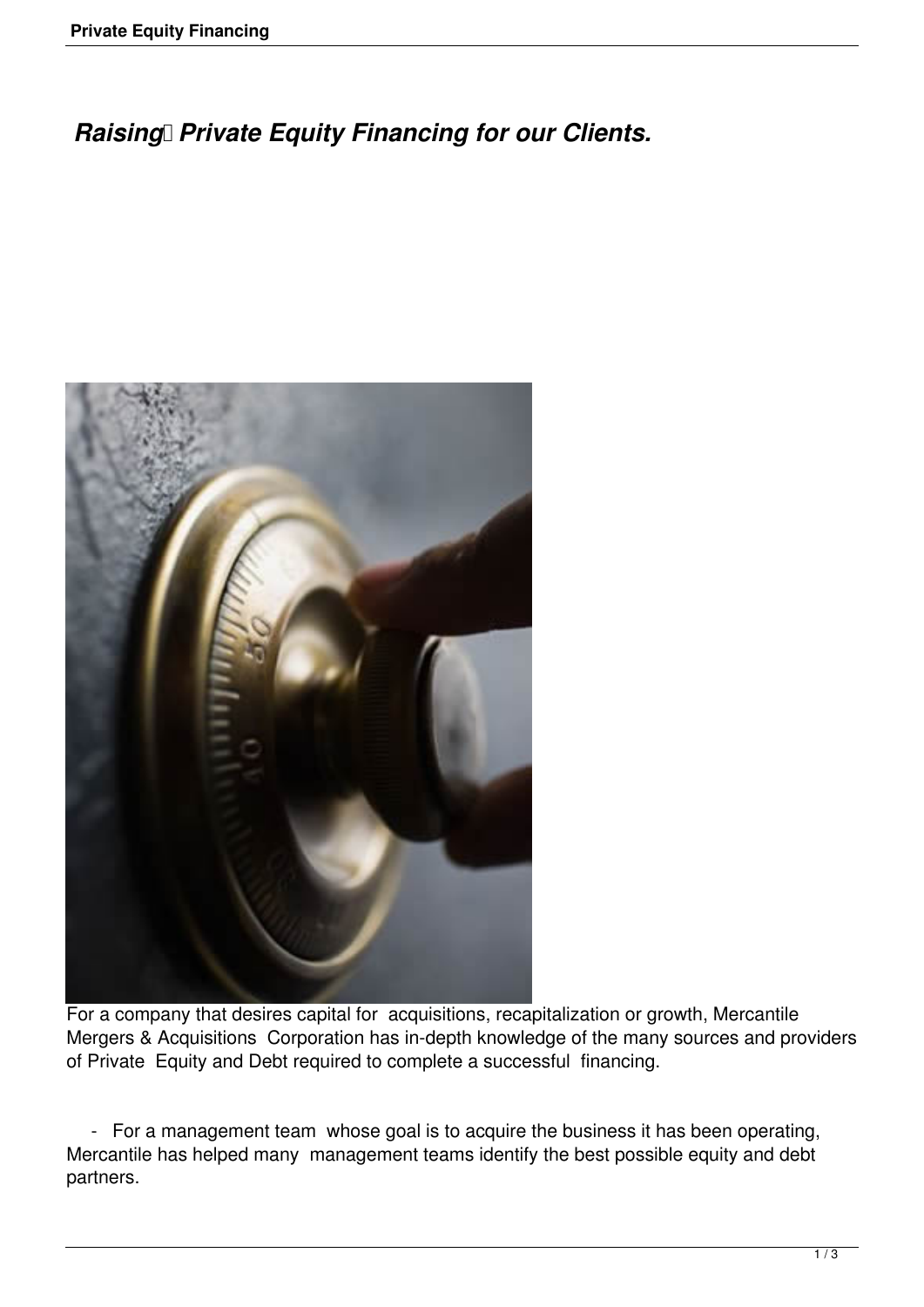# *Raising Private Equity Financing for our Clients.*

For a company that desires capital for acquisitions, recapitalization or growth, Mercantile Mergers & Acquisitions Corporation has in-depth knowledge of the many sources and providers of Private Equity and Debt required to complete a successful financing.

- For a management team whose goal is to acquire the business it has been operating, Mercantile has helped many management teams identify the best possible equity and debt partners.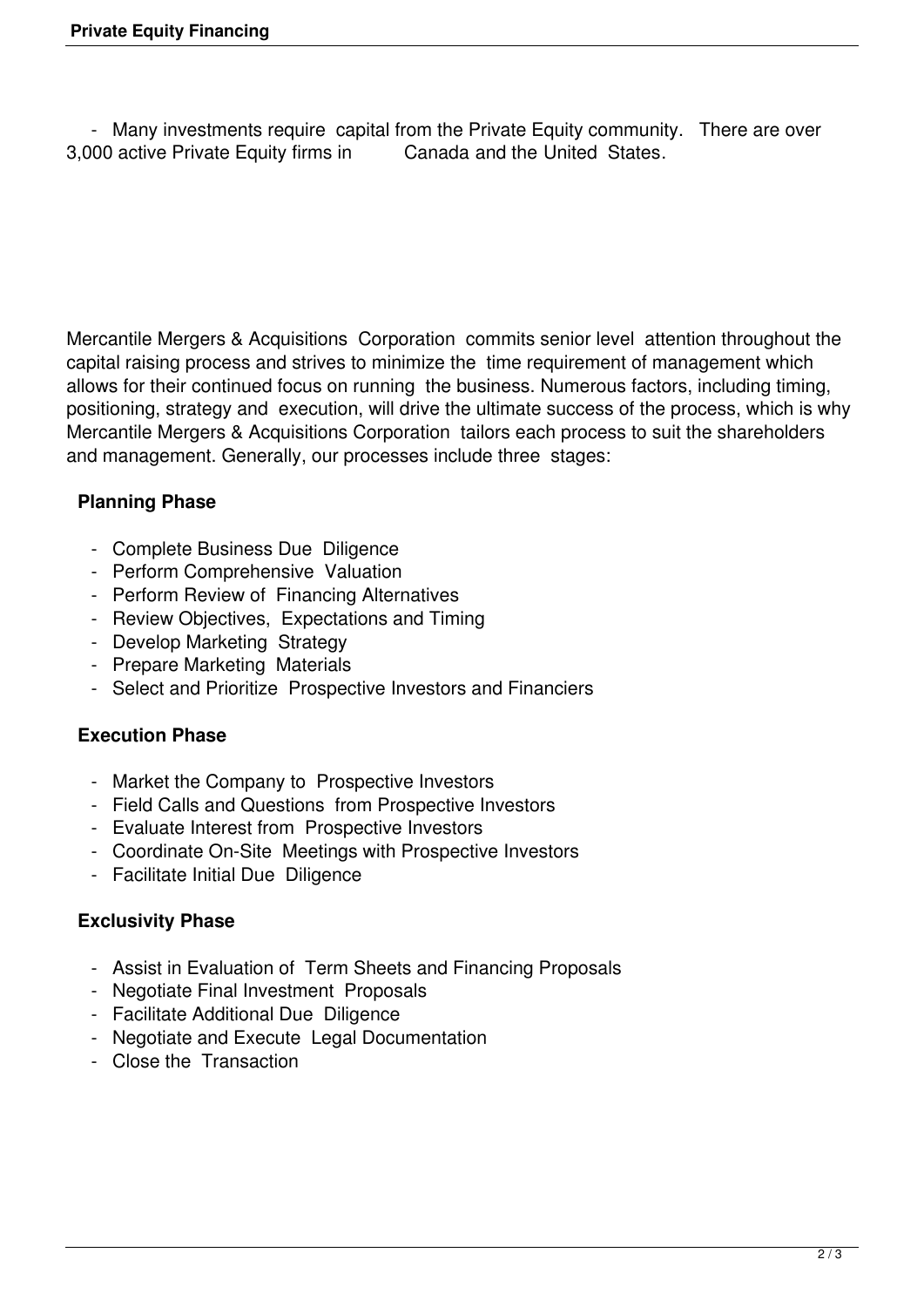- Many investments require capital from the Private Equity community. There are over 3,000 active Private Equity firms in Canada and the United States.

Mercantile Mergers & Acquisitions Corporation commits senior level attention throughout the capital raising process and strives to minimize the time requirement of management which allows for their continued focus on running the business. Numerous factors, including timing, positioning, strategy and execution, will drive the ultimate success of the process, which is why Mercantile Mergers & Acquisitions Corporation tailors each process to suit the shareholders and management. Generally, our processes include three stages:

**Planning Phase**

- Complete Business Due Diligence
- Perform Comprehensive Valuation
- Perform Review of Financing Alternatives
- Review Objectives, Expectations and Timing
- Develop Marketing Strategy
- Prepare Marketing Materials
- Select and Prioritize Prospective Investors and Financiers

**Execution Phase**

- Market the Company to Prospective Investors
- Field Calls and Questions from Prospective Investors
- Evaluate Interest from Prospective Investors
- Coordinate On-Site Meetings with Prospective Investors
- Facilitate Initial Due Diligence

**Exclusivity Phase**

- Assist in Evaluation of Term Sheets and Financing Proposals
- Negotiate Final Investment Proposals
- Facilitate Additional Due Diligence
- Negotiate and Execute Legal Documentation
- Close the Transaction